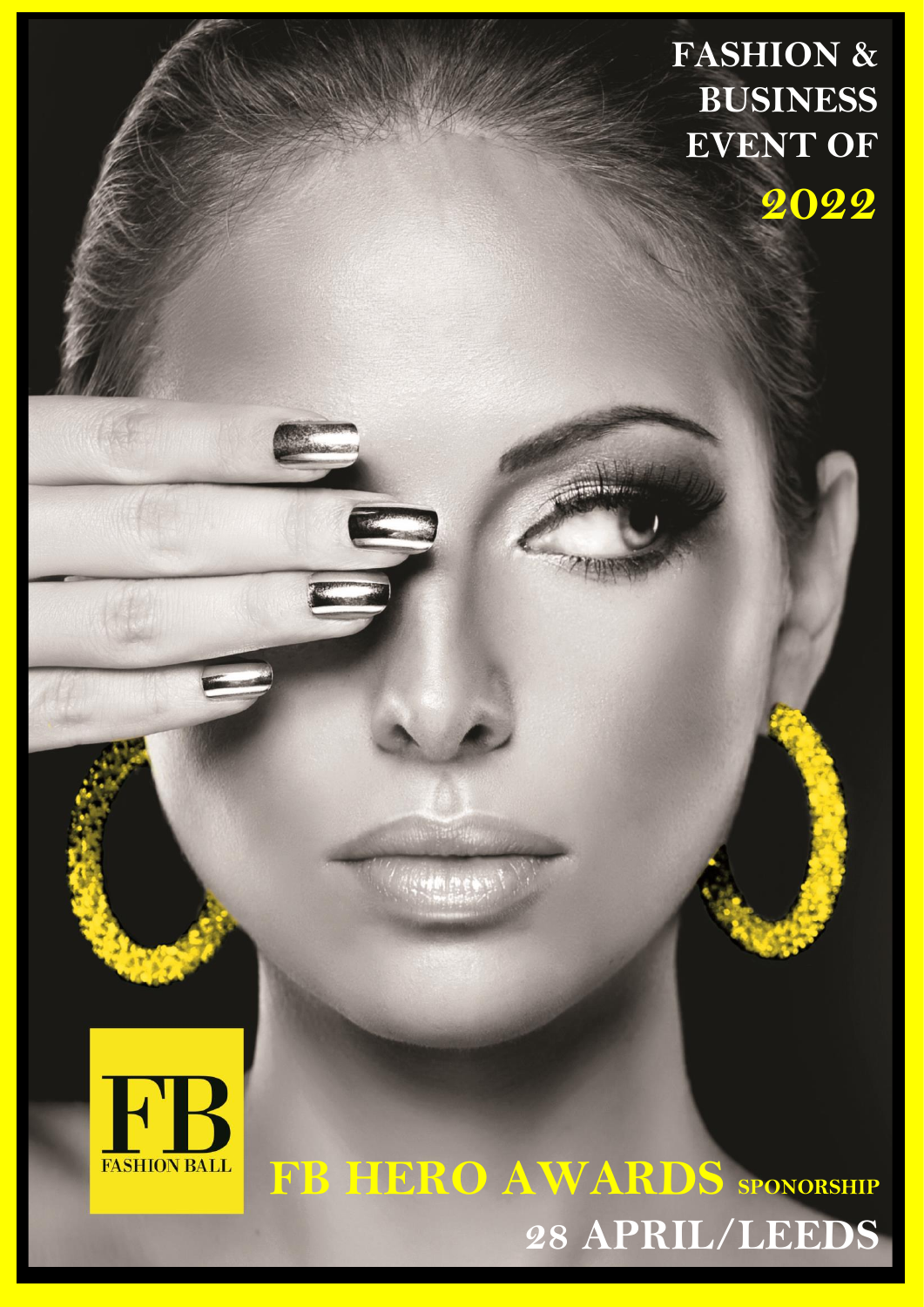# FASHION & BUSINESS EVENT OF 2022

FB
FASHION BALL

# FB HERO AWARDS SPONSORSHIP

## 28 APRIL/LEEDS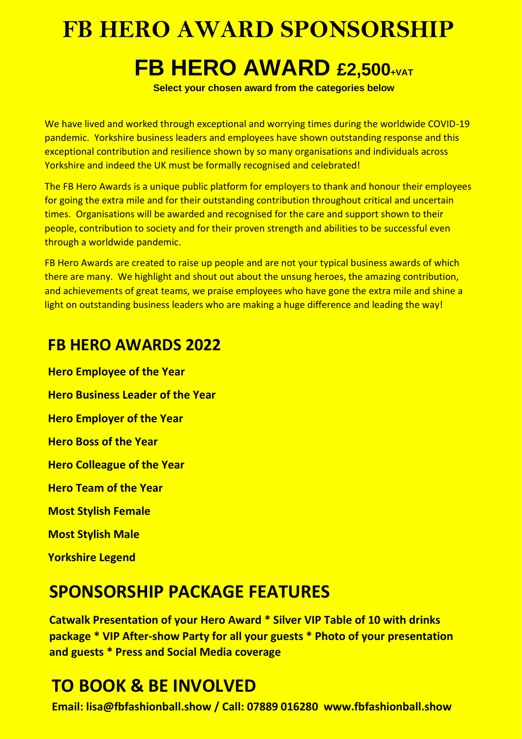# FB HERO AWARD SPONSORSHIP

## FB HERO AWARD £2,500+VAT

**Select your chosen award from the categories below**

We have lived and worked through exceptional and worrying times during the worldwide COVID-19 pandemic. Yorkshire business leaders and employees have shown outstanding response and this exceptional contribution and resilience shown by so many organisations and individuals across Yorkshire and indeed the UK must be formally recognised and celebrated!

The FB Hero Awards is a unique public platform for employers to thank and honour their employees for going the extra mile and for their outstanding contribution throughout critical and uncertain times. Organisations will be awarded and recognised for the care and support shown to their people, contribution to society and for their proven strength and abilities to be successful even through a worldwide pandemic.

FB Hero Awards are created to raise up people and are not your typical business awards of which there are many. We highlight and shout out about the unsung heroes, the amazing contribution, and achievements of great teams, we praise employees who have gone the extra mile and shine a light on outstanding business leaders who are making a huge difference and leading the way!

## FB HERO AWARDS 2022

**Hero Employee of the Year**

**Hero Business Leader of the Year**

**Hero Employer of the Year**

**Hero Boss of the Year**

**Hero Colleague of the Year**

**Hero Team of the Year**

**Most Stylish Female**

**Most Stylish Male**

**Yorkshire Legend**

## SPONSORSHIP PACKAGE FEATURES

**Catwalk Presentation of your Hero Award * Silver VIP Table of 10 with drinks package * VIP After-show Party for all your guests * Photo of your presentation and guests * Press and Social Media coverage**

## TO BOOK & BE INVOLVED

**Email: lisa@fbfashionball.show / Call: 07889 016280 www.fbfashionball.show**